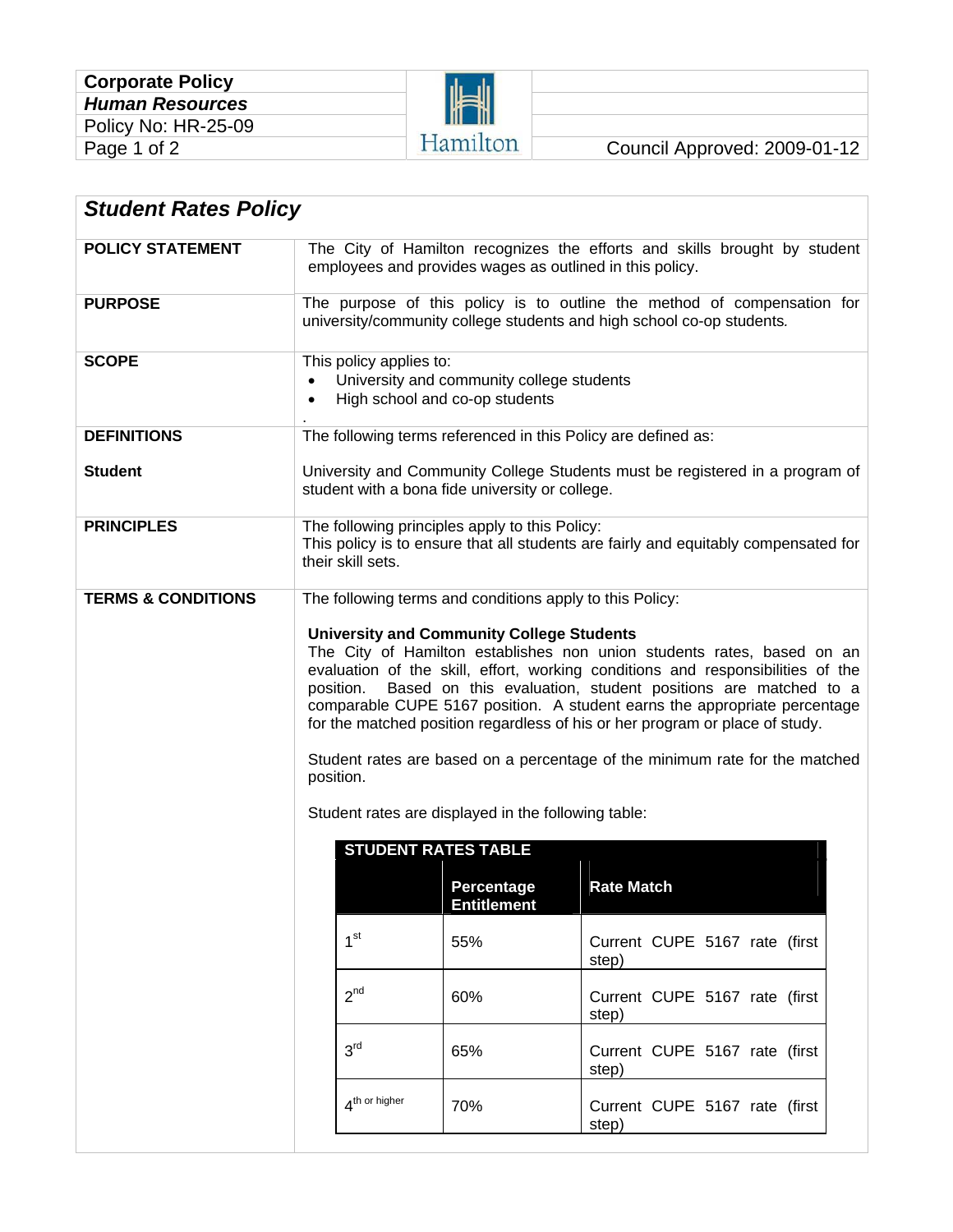| **Corporate Policy** | | |
|---|---|---|
| ***Human Resources*** | | |
| Policy No: HR-25-09 | Hamilton | |
| | | Council Approved: 2009-01-12 |

## *Student Rates Policy*

**POLICY STATEMENT**

The City of Hamilton recognizes the efforts and skills brought by student employees and provides wages as outlined in this policy.

**PURPOSE**

The purpose of this policy is to outline the method of compensation for university/community college students and high school co-op students.

**SCOPE**

This policy applies to:

- University and community college students
- High school and co-op students

.

**DEFINITIONS**

The following terms referenced in this Policy are defined as:

**Student**

University and Community College Students must be registered in a program of student with a bona fide university or college.

**PRINCIPLES**

The following principles apply to this Policy:
This policy is to ensure that all students are fairly and equitably compensated for their skill sets.

**TERMS & CONDITIONS**

The following terms and conditions apply to this Policy:

**University and Community College Students**
The City of Hamilton establishes non union students rates, based on an evaluation of the skill, effort, working conditions and responsibilities of the position. Based on this evaluation, student positions are matched to a comparable CUPE 5167 position. A student earns the appropriate percentage for the matched position regardless of his or her program or place of study.

Student rates are based on a percentage of the minimum rate for the matched position.

Student rates are displayed in the following table:

**STUDENT RATES TABLE**

| | Percentage Entitlement | Rate Match |
|---|---|---|
| 1st | 55% | Current CUPE 5167 rate (first step) |
| 2nd | 60% | Current CUPE 5167 rate (first step) |
| 3rd | 65% | Current CUPE 5167 rate (first step) |
| 4th or higher | 70% | Current CUPE 5167 rate (first step) |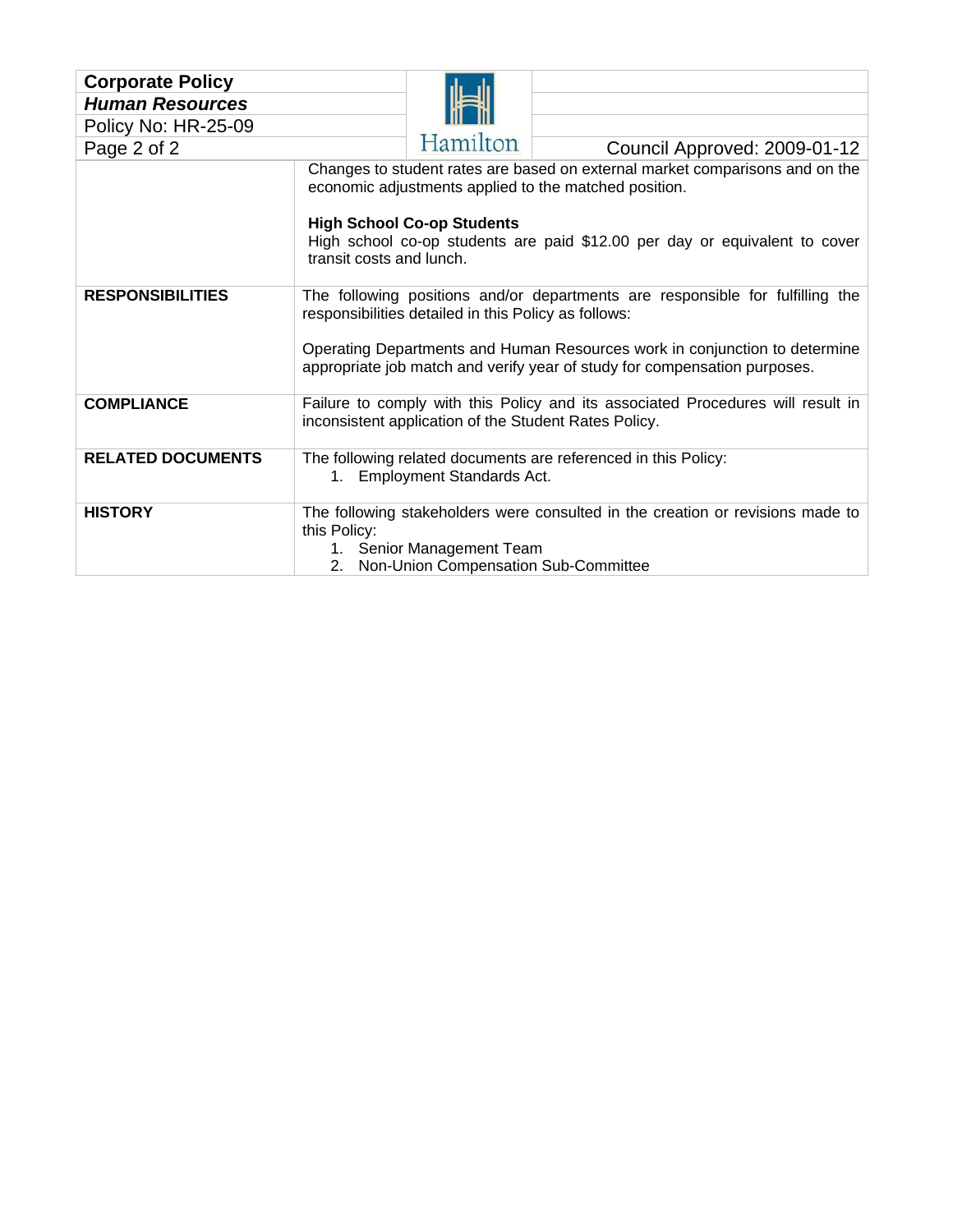| | |
|---|---|
| | Changes to student rates are based on external market comparisons and on the economic adjustments applied to the matched position.<br><br>**High School Co-op Students**<br>High school co-op students are paid $12.00 per day or equivalent to cover transit costs and lunch. |
| **RESPONSIBILITIES** | The following positions and/or departments are responsible for fulfilling the responsibilities detailed in this Policy as follows:<br><br>Operating Departments and Human Resources work in conjunction to determine appropriate job match and verify year of study for compensation purposes. |
| **COMPLIANCE** | Failure to comply with this Policy and its associated Procedures will result in inconsistent application of the Student Rates Policy. |
| **RELATED DOCUMENTS** | The following related documents are referenced in this Policy:<br>1. Employment Standards Act. |
| **HISTORY** | The following stakeholders were consulted in the creation or revisions made to this Policy:<br>1. Senior Management Team<br>2. Non-Union Compensation Sub-Committee |